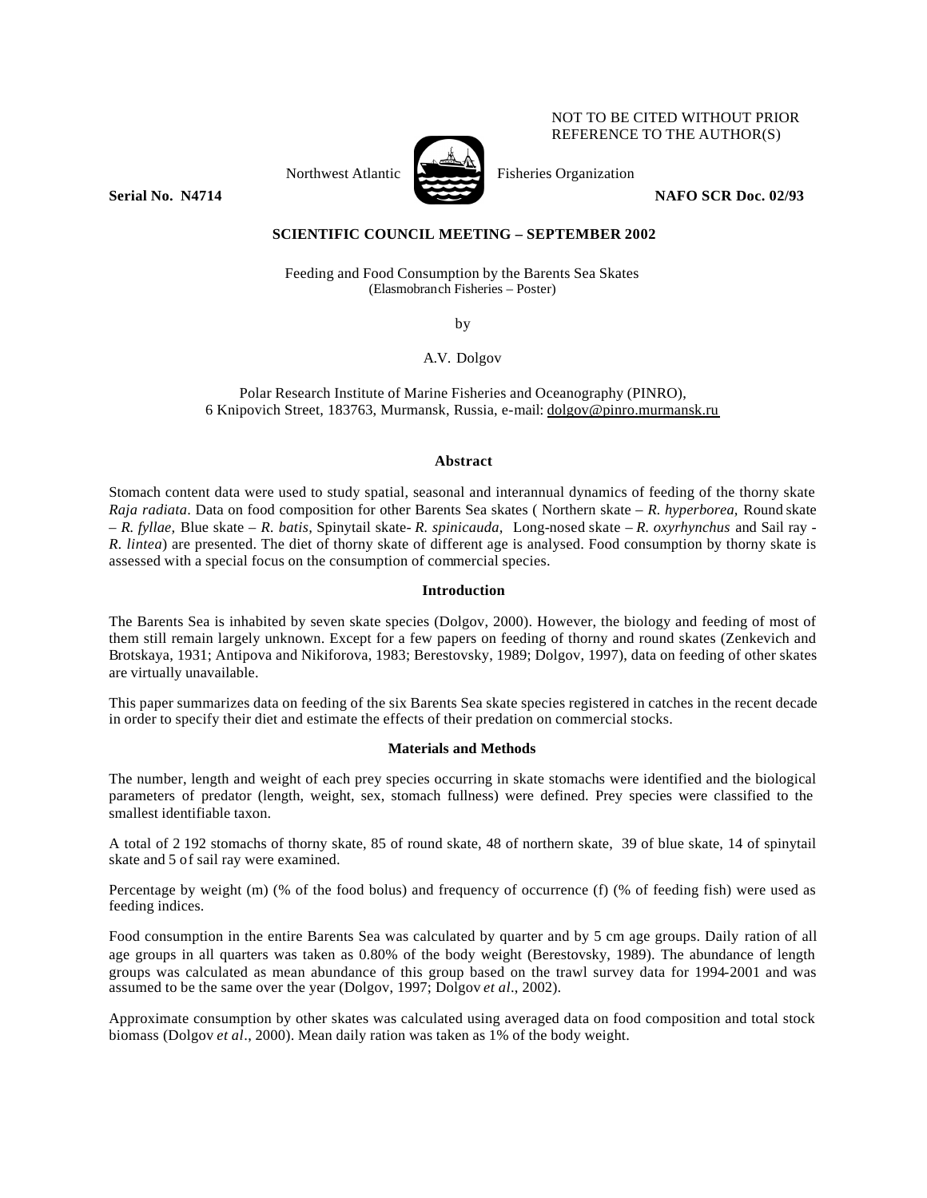NOT TO BE CITED WITHOUT PRIOR REFERENCE TO THE AUTHOR(S)

Northwest Atlantic Fisheries Organization

**Serial No. N4714** **NAFO SCR Doc. 02/93**

**SCIENTIFIC COUNCIL MEETING – SEPTEMBER 2002**

Feeding and Food Consumption by the Barents Sea Skates
(Elasmobranch Fisheries – Poster)

by

A.V. Dolgov

Polar Research Institute of Marine Fisheries and Oceanography (PINRO),
6 Knipovich Street, 183763, Murmansk, Russia, e-mail: dolgov@pinro.murmansk.ru

## Abstract

Stomach content data were used to study spatial, seasonal and interannual dynamics of feeding of the thorny skate *Raja radiata*. Data on food composition for other Barents Sea skates ( Northern skate – *R. hyperborea,* Round skate – *R. fyllae,* Blue skate – *R. batis,* Spinytail skate- *R. spinicauda,* Long-nosed skate – *R. oxyrhynchus* and Sail ray - *R. lintea*) are presented. The diet of thorny skate of different age is analysed. Food consumption by thorny skate is assessed with a special focus on the consumption of commercial species.

## Introduction

The Barents Sea is inhabited by seven skate species (Dolgov, 2000). However, the biology and feeding of most of them still remain largely unknown. Except for a few papers on feeding of thorny and round skates (Zenkevich and Brotskaya, 1931; Antipova and Nikiforova, 1983; Berestovsky, 1989; Dolgov, 1997), data on feeding of other skates are virtually unavailable.

This paper summarizes data on feeding of the six Barents Sea skate species registered in catches in the recent decade in order to specify their diet and estimate the effects of their predation on commercial stocks.

## Materials and Methods

The number, length and weight of each prey species occurring in skate stomachs were identified and the biological parameters of predator (length, weight, sex, stomach fullness) were defined. Prey species were classified to the smallest identifiable taxon.

A total of 2 192 stomachs of thorny skate, 85 of round skate, 48 of northern skate, 39 of blue skate, 14 of spinytail skate and 5 of sail ray were examined.

Percentage by weight (m) (% of the food bolus) and frequency of occurrence (f) (% of feeding fish) were used as feeding indices.

Food consumption in the entire Barents Sea was calculated by quarter and by 5 cm age groups. Daily ration of all age groups in all quarters was taken as 0.80% of the body weight (Berestovsky, 1989). The abundance of length groups was calculated as mean abundance of this group based on the trawl survey data for 1994-2001 and was assumed to be the same over the year (Dolgov, 1997; Dolgov *et al*., 2002).

Approximate consumption by other skates was calculated using averaged data on food composition and total stock biomass (Dolgov *et al*., 2000). Mean daily ration was taken as 1% of the body weight.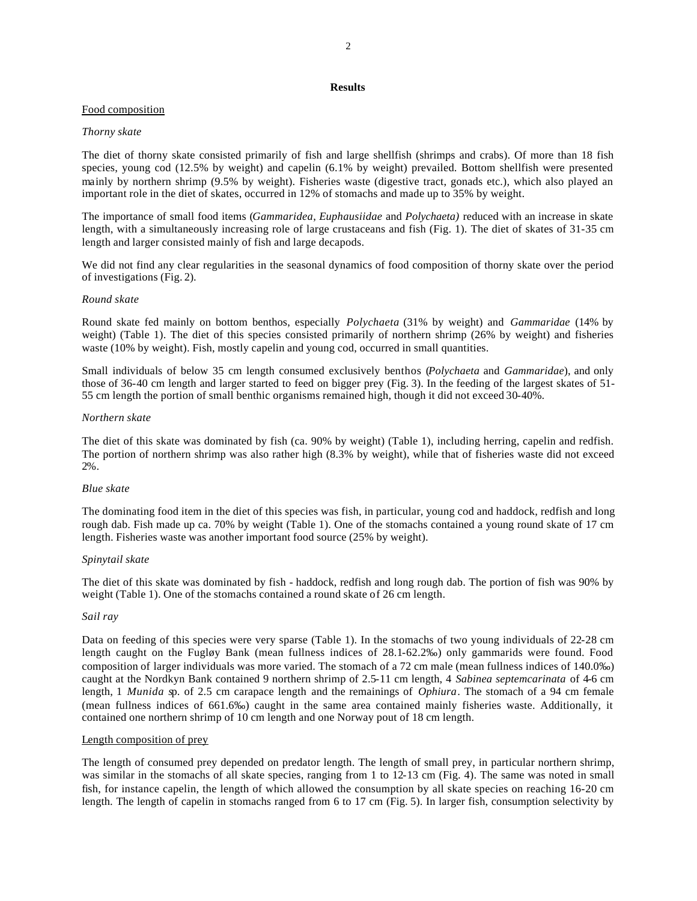## Results

Food composition

*Thorny skate*

The diet of thorny skate consisted primarily of fish and large shellfish (shrimps and crabs). Of more than 18 fish species, young cod (12.5% by weight) and capelin (6.1% by weight) prevailed. Bottom shellfish were presented mainly by northern shrimp (9.5% by weight). Fisheries waste (digestive tract, gonads etc.), which also played an important role in the diet of skates, occurred in 12% of stomachs and made up to 35% by weight.

The importance of small food items (*Gammaridea*, *Euphausiidae* and *Polychaeta)* reduced with an increase in skate length, with a simultaneously increasing role of large crustaceans and fish (Fig. 1). The diet of skates of 31-35 cm length and larger consisted mainly of fish and large decapods.

We did not find any clear regularities in the seasonal dynamics of food composition of thorny skate over the period of investigations (Fig. 2).

*Round skate*

Round skate fed mainly on bottom benthos, especially *Polychaeta* (31% by weight) and *Gammaridae* (14% by weight) (Table 1). The diet of this species consisted primarily of northern shrimp (26% by weight) and fisheries waste (10% by weight). Fish, mostly capelin and young cod, occurred in small quantities.

Small individuals of below 35 cm length consumed exclusively benthos (*Polychaeta* and *Gammaridae*), and only those of 36-40 cm length and larger started to feed on bigger prey (Fig. 3). In the feeding of the largest skates of 51-55 cm length the portion of small benthic organisms remained high, though it did not exceed 30-40%.

*Northern skate*

The diet of this skate was dominated by fish (ca. 90% by weight) (Table 1), including herring, capelin and redfish. The portion of northern shrimp was also rather high (8.3% by weight), while that of fisheries waste did not exceed 2%.

*Blue skate*

The dominating food item in the diet of this species was fish, in particular, young cod and haddock, redfish and long rough dab. Fish made up ca. 70% by weight (Table 1). One of the stomachs contained a young round skate of 17 cm length. Fisheries waste was another important food source (25% by weight).

*Spinytail skate*

The diet of this skate was dominated by fish - haddock, redfish and long rough dab. The portion of fish was 90% by weight (Table 1). One of the stomachs contained a round skate of 26 cm length.

*Sail ray*

Data on feeding of this species were very sparse (Table 1). In the stomachs of two young individuals of 22-28 cm length caught on the Fugløy Bank (mean fullness indices of 28.1-62.2‰) only gammarids were found. Food composition of larger individuals was more varied. The stomach of a 72 cm male (mean fullness indices of 140.0‰) caught at the Nordkyn Bank contained 9 northern shrimp of 2.5-11 cm length, 4 *Sabinea septemcarinata* of 4-6 cm length, 1 *Munida* sp. of 2.5 cm carapace length and the remainings of *Ophiura*. The stomach of a 94 cm female (mean fullness indices of 661.6‰) caught in the same area contained mainly fisheries waste. Additionally, it contained one northern shrimp of 10 cm length and one Norway pout of 18 cm length.

Length composition of prey

The length of consumed prey depended on predator length. The length of small prey, in particular northern shrimp, was similar in the stomachs of all skate species, ranging from 1 to 12-13 cm (Fig. 4). The same was noted in small fish, for instance capelin, the length of which allowed the consumption by all skate species on reaching 16-20 cm length. The length of capelin in stomachs ranged from 6 to 17 cm (Fig. 5). In larger fish, consumption selectivity by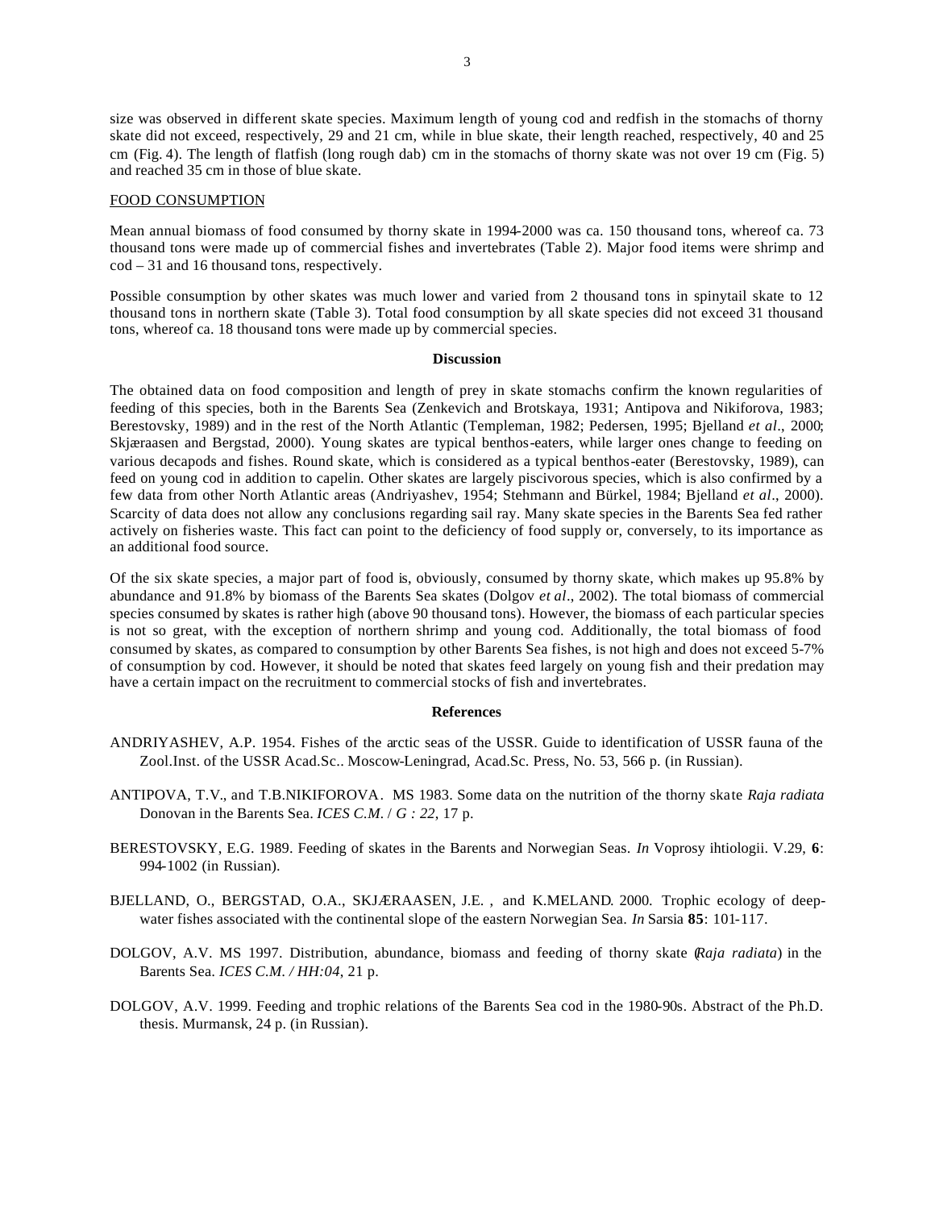size was observed in different skate species. Maximum length of young cod and redfish in the stomachs of thorny skate did not exceed, respectively, 29 and 21 cm, while in blue skate, their length reached, respectively, 40 and 25 cm (Fig. 4). The length of flatfish (long rough dab) cm in the stomachs of thorny skate was not over 19 cm (Fig. 5) and reached 35 cm in those of blue skate.

FOOD CONSUMPTION

Mean annual biomass of food consumed by thorny skate in 1994-2000 was ca. 150 thousand tons, whereof ca. 73 thousand tons were made up of commercial fishes and invertebrates (Table 2). Major food items were shrimp and cod – 31 and 16 thousand tons, respectively.

Possible consumption by other skates was much lower and varied from 2 thousand tons in spinytail skate to 12 thousand tons in northern skate (Table 3). Total food consumption by all skate species did not exceed 31 thousand tons, whereof ca. 18 thousand tons were made up by commercial species.

## Discussion

The obtained data on food composition and length of prey in skate stomachs confirm the known regularities of feeding of this species, both in the Barents Sea (Zenkevich and Brotskaya, 1931; Antipova and Nikiforova, 1983; Berestovsky, 1989) and in the rest of the North Atlantic (Templeman, 1982; Pedersen, 1995; Bjelland *et al*., 2000; Skjæraasen and Bergstad, 2000). Young skates are typical benthos-eaters, while larger ones change to feeding on various decapods and fishes. Round skate, which is considered as a typical benthos-eater (Berestovsky, 1989), can feed on young cod in addition to capelin. Other skates are largely piscivorous species, which is also confirmed by a few data from other North Atlantic areas (Andriyashev, 1954; Stehmann and Bürkel, 1984; Bjelland *et al*., 2000). Scarcity of data does not allow any conclusions regarding sail ray. Many skate species in the Barents Sea fed rather actively on fisheries waste. This fact can point to the deficiency of food supply or, conversely, to its importance as an additional food source.

Of the six skate species, a major part of food is, obviously, consumed by thorny skate, which makes up 95.8% by abundance and 91.8% by biomass of the Barents Sea skates (Dolgov *et al*., 2002). The total biomass of commercial species consumed by skates is rather high (above 90 thousand tons). However, the biomass of each particular species is not so great, with the exception of northern shrimp and young cod. Additionally, the total biomass of food consumed by skates, as compared to consumption by other Barents Sea fishes, is not high and does not exceed 5-7% of consumption by cod. However, it should be noted that skates feed largely on young fish and their predation may have a certain impact on the recruitment to commercial stocks of fish and invertebrates.

## References

ANDRIYASHEV, A.P. 1954. Fishes of the arctic seas of the USSR. Guide to identification of USSR fauna of the Zool.Inst. of the USSR Acad.Sc.. Moscow-Leningrad, Acad.Sc. Press, No. 53, 566 p. (in Russian).

ANTIPOVA, T.V., and T.B.NIKIFOROVA. MS 1983. Some data on the nutrition of the thorny skate *Raja radiata* Donovan in the Barents Sea. *ICES C.M.* / *G : 22*, 17 p.

BERESTOVSKY, E.G. 1989. Feeding of skates in the Barents and Norwegian Seas. *In* Voprosy ihtiologii. V.29, **6**: 994-1002 (in Russian).

BJELLAND, O., BERGSTAD, O.A., SKJÆRAASEN, J.E. , and K.MELAND. 2000. Trophic ecology of deep-water fishes associated with the continental slope of the eastern Norwegian Sea. *In* Sarsia **85**: 101-117.

DOLGOV, A.V. MS 1997. Distribution, abundance, biomass and feeding of thorny skate (*Raja radiata*) in the Barents Sea. *ICES C.M. / HH:04*, 21 p.

DOLGOV, A.V. 1999. Feeding and trophic relations of the Barents Sea cod in the 1980-90s. Abstract of the Ph.D. thesis. Murmansk, 24 p. (in Russian).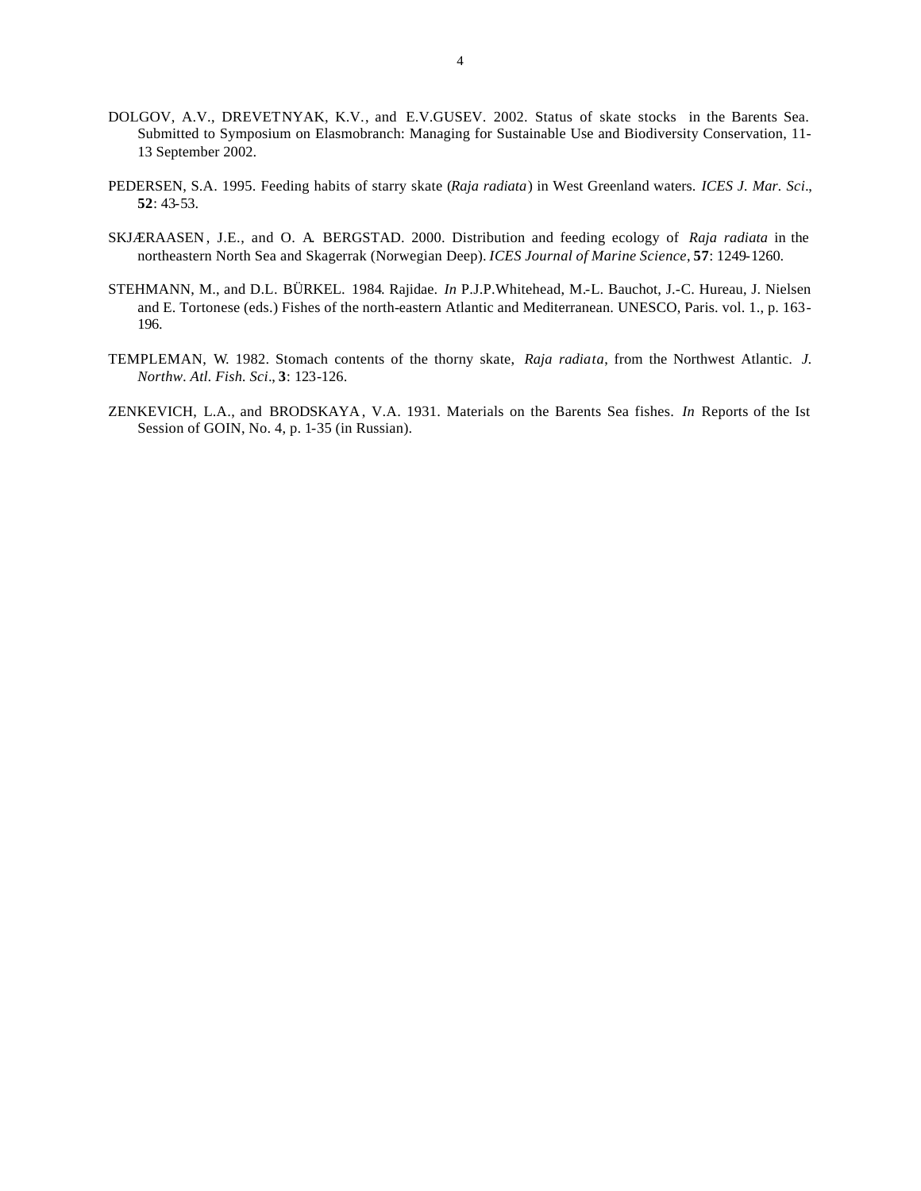DOLGOV, A.V., DREVETNYAK, K.V., and E.V.GUSEV. 2002. Status of skate stocks in the Barents Sea. Submitted to Symposium on Elasmobranch: Managing for Sustainable Use and Biodiversity Conservation, 11-13 September 2002.

PEDERSEN, S.A. 1995. Feeding habits of starry skate (*Raja radiata*) in West Greenland waters. *ICES J. Mar. Sci*., **52**: 43-53.

SKJÆRAASEN, J.E., and O. A. BERGSTAD. 2000. Distribution and feeding ecology of *Raja radiata* in the northeastern North Sea and Skagerrak (Norwegian Deep). *ICES Journal of Marine Science*, **57**: 1249-1260.

STEHMANN, M., and D.L. BÜRKEL. 1984. Rajidae. *In* P.J.P.Whitehead, M.-L. Bauchot, J.-C. Hureau, J. Nielsen and E. Tortonese (eds.) Fishes of the north-eastern Atlantic and Mediterranean. UNESCO, Paris. vol. 1., p. 163-196.

TEMPLEMAN, W. 1982. Stomach contents of the thorny skate, *Raja radiata*, from the Northwest Atlantic. *J. Northw. Atl. Fish. Sci*., **3**: 123-126.

ZENKEVICH, L.A., and BRODSKAYA, V.A. 1931. Materials on the Barents Sea fishes. *In* Reports of the Ist Session of GOIN, No. 4, p. 1-35 (in Russian).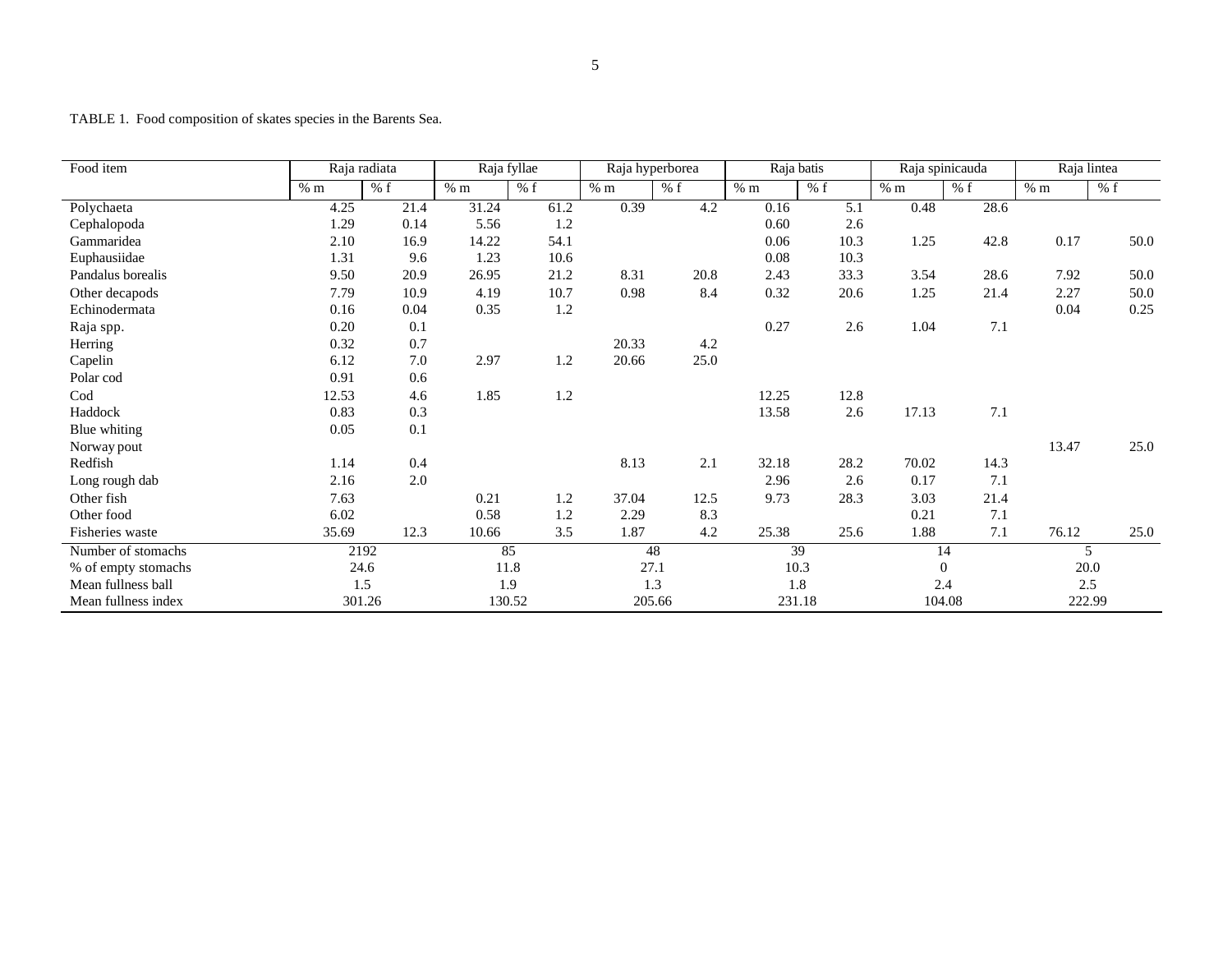TABLE 1. Food composition of skates species in the Barents Sea.

| Food item | Raja radiata | | Raja fyllae | | Raja hyperborea | | Raja batis | | Raja spinicauda | | Raja lintea | |
|---|---|---|---|---|---|---|---|---|---|---|---|---|
| | % m | % f | % m | % f | % m | % f | % m | % f | % m | % f | % m | % f |
| Polychaeta | 4.25 | 21.4 | 31.24 | 61.2 | 0.39 | 4.2 | 0.16 | 5.1 | 0.48 | 28.6 | | |
| Cephalopoda | 1.29 | 0.14 | 5.56 | 1.2 | | | 0.60 | 2.6 | | | | |
| Gammaridea | 2.10 | 16.9 | 14.22 | 54.1 | | | 0.06 | 10.3 | 1.25 | 42.8 | 0.17 | 50.0 |
| Euphausiidae | 1.31 | 9.6 | 1.23 | 10.6 | | | 0.08 | 10.3 | | | | |
| Pandalus borealis | 9.50 | 20.9 | 26.95 | 21.2 | 8.31 | 20.8 | 2.43 | 33.3 | 3.54 | 28.6 | 7.92 | 50.0 |
| Other decapods | 7.79 | 10.9 | 4.19 | 10.7 | 0.98 | 8.4 | 0.32 | 20.6 | 1.25 | 21.4 | 2.27 | 50.0 |
| Echinodermata | 0.16 | 0.04 | 0.35 | 1.2 | | | | | | | 0.04 | 0.25 |
| Raja spp. | 0.20 | 0.1 | | | | | 0.27 | 2.6 | 1.04 | 7.1 | | |
| Herring | 0.32 | 0.7 | | | 20.33 | 4.2 | | | | | | |
| Capelin | 6.12 | 7.0 | 2.97 | 1.2 | 20.66 | 25.0 | | | | | | |
| Polar cod | 0.91 | 0.6 | | | | | | | | | | |
| Cod | 12.53 | 4.6 | 1.85 | 1.2 | | | 12.25 | 12.8 | | | | |
| Haddock | 0.83 | 0.3 | | | | | 13.58 | 2.6 | 17.13 | 7.1 | | |
| Blue whiting | 0.05 | 0.1 | | | | | | | | | | |
| Norway pout | | | | | | | | | | | 13.47 | 25.0 |
| Redfish | 1.14 | 0.4 | | | 8.13 | 2.1 | 32.18 | 28.2 | 70.02 | 14.3 | | |
| Long rough dab | 2.16 | 2.0 | | | | | 2.96 | 2.6 | 0.17 | 7.1 | | |
| Other fish | 7.63 | | 0.21 | 1.2 | 37.04 | 12.5 | 9.73 | 28.3 | 3.03 | 21.4 | | |
| Other food | 6.02 | | 0.58 | 1.2 | 2.29 | 8.3 | | | 0.21 | 7.1 | | |
| Fisheries waste | 35.69 | 12.3 | 10.66 | 3.5 | 1.87 | 4.2 | 25.38 | 25.6 | 1.88 | 7.1 | 76.12 | 25.0 |
| Number of stomachs | 2192 | | 85 | | 48 | | 39 | | 14 | | 5 | |
| % of empty stomachs | 24.6 | | 11.8 | | 27.1 | | 10.3 | | 0 | | 20.0 | |
| Mean fullness ball | 1.5 | | 1.9 | | 1.3 | | 1.8 | | 2.4 | | 2.5 | |
| Mean fullness index | 301.26 | | 130.52 | | 205.66 | | 231.18 | | 104.08 | | 222.99 | |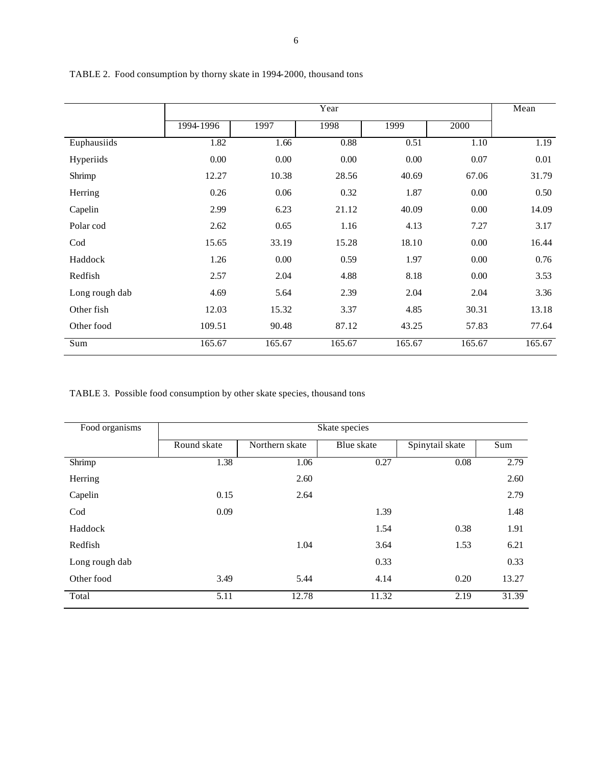TABLE 2. Food consumption by thorny skate in 1994-2000, thousand tons

| | Year | | | | | Mean |
|---|---|---|---|---|---|---|
| | 1994-1996 | 1997 | 1998 | 1999 | 2000 | |
| Euphausiids | 1.82 | 1.66 | 0.88 | 0.51 | 1.10 | 1.19 |
| Hyperiids | 0.00 | 0.00 | 0.00 | 0.00 | 0.07 | 0.01 |
| Shrimp | 12.27 | 10.38 | 28.56 | 40.69 | 67.06 | 31.79 |
| Herring | 0.26 | 0.06 | 0.32 | 1.87 | 0.00 | 0.50 |
| Capelin | 2.99 | 6.23 | 21.12 | 40.09 | 0.00 | 14.09 |
| Polar cod | 2.62 | 0.65 | 1.16 | 4.13 | 7.27 | 3.17 |
| Cod | 15.65 | 33.19 | 15.28 | 18.10 | 0.00 | 16.44 |
| Haddock | 1.26 | 0.00 | 0.59 | 1.97 | 0.00 | 0.76 |
| Redfish | 2.57 | 2.04 | 4.88 | 8.18 | 0.00 | 3.53 |
| Long rough dab | 4.69 | 5.64 | 2.39 | 2.04 | 2.04 | 3.36 |
| Other fish | 12.03 | 15.32 | 3.37 | 4.85 | 30.31 | 13.18 |
| Other food | 109.51 | 90.48 | 87.12 | 43.25 | 57.83 | 77.64 |
| Sum | 165.67 | 165.67 | 165.67 | 165.67 | 165.67 | 165.67 |

TABLE 3. Possible food consumption by other skate species, thousand tons

| Food organisms | Skate species | | | | |
|---|---|---|---|---|---|
| | Round skate | Northern skate | Blue skate | Spinytail skate | Sum |
| Shrimp | 1.38 | 1.06 | 0.27 | 0.08 | 2.79 |
| Herring | | 2.60 | | | 2.60 |
| Capelin | 0.15 | 2.64 | | | 2.79 |
| Cod | 0.09 | | 1.39 | | 1.48 |
| Haddock | | | 1.54 | 0.38 | 1.91 |
| Redfish | | 1.04 | 3.64 | 1.53 | 6.21 |
| Long rough dab | | | 0.33 | | 0.33 |
| Other food | 3.49 | 5.44 | 4.14 | 0.20 | 13.27 |
| Total | 5.11 | 12.78 | 11.32 | 2.19 | 31.39 |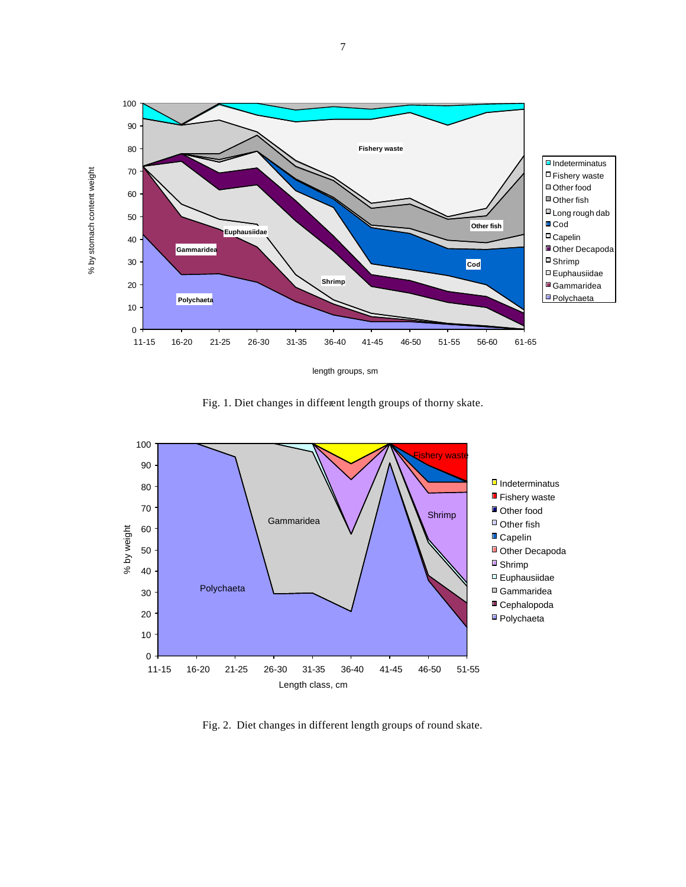Fig. 1. Diet changes in different length groups of thorny skate.

Fig. 2. Diet changes in different length groups of round skate.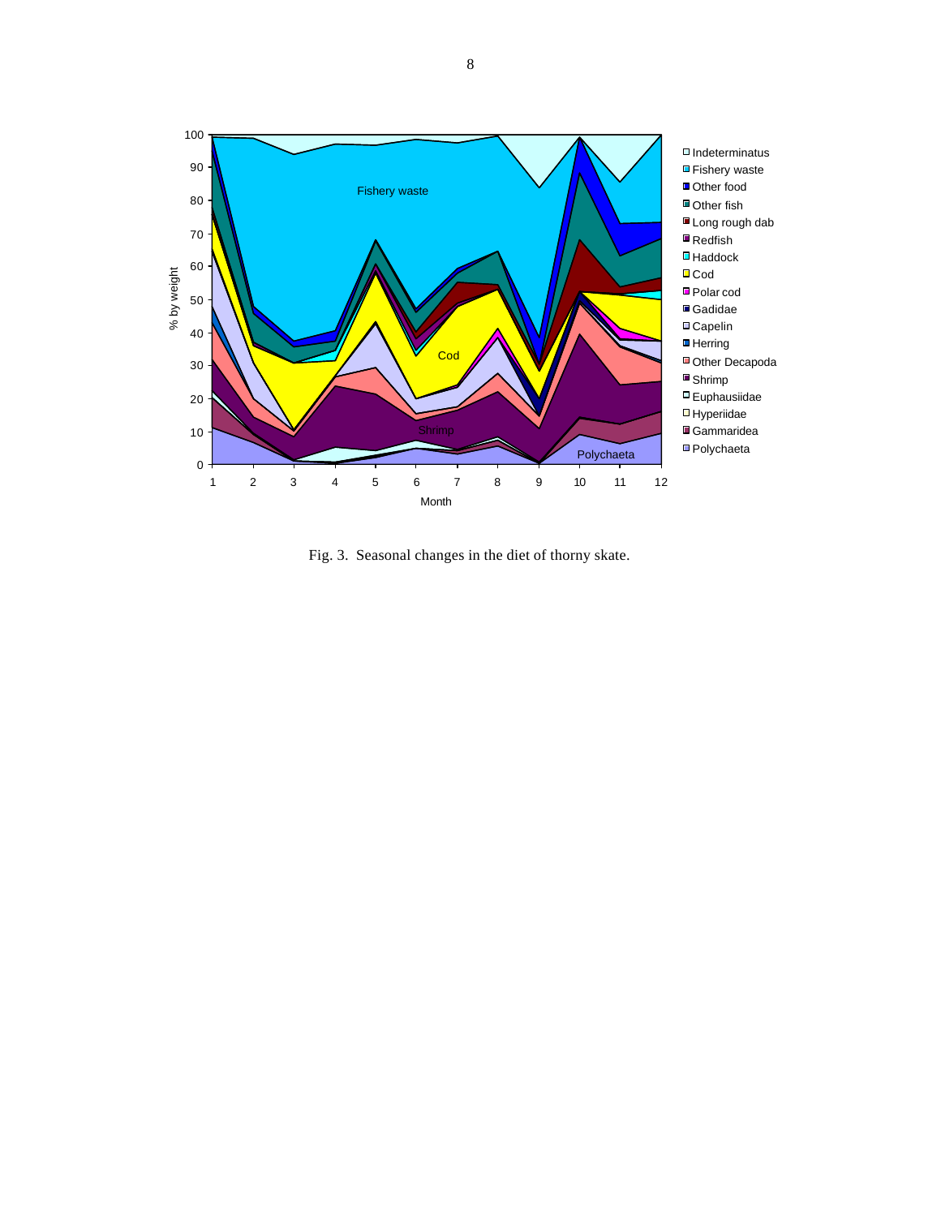Fig. 3. Seasonal changes in the diet of thorny skate.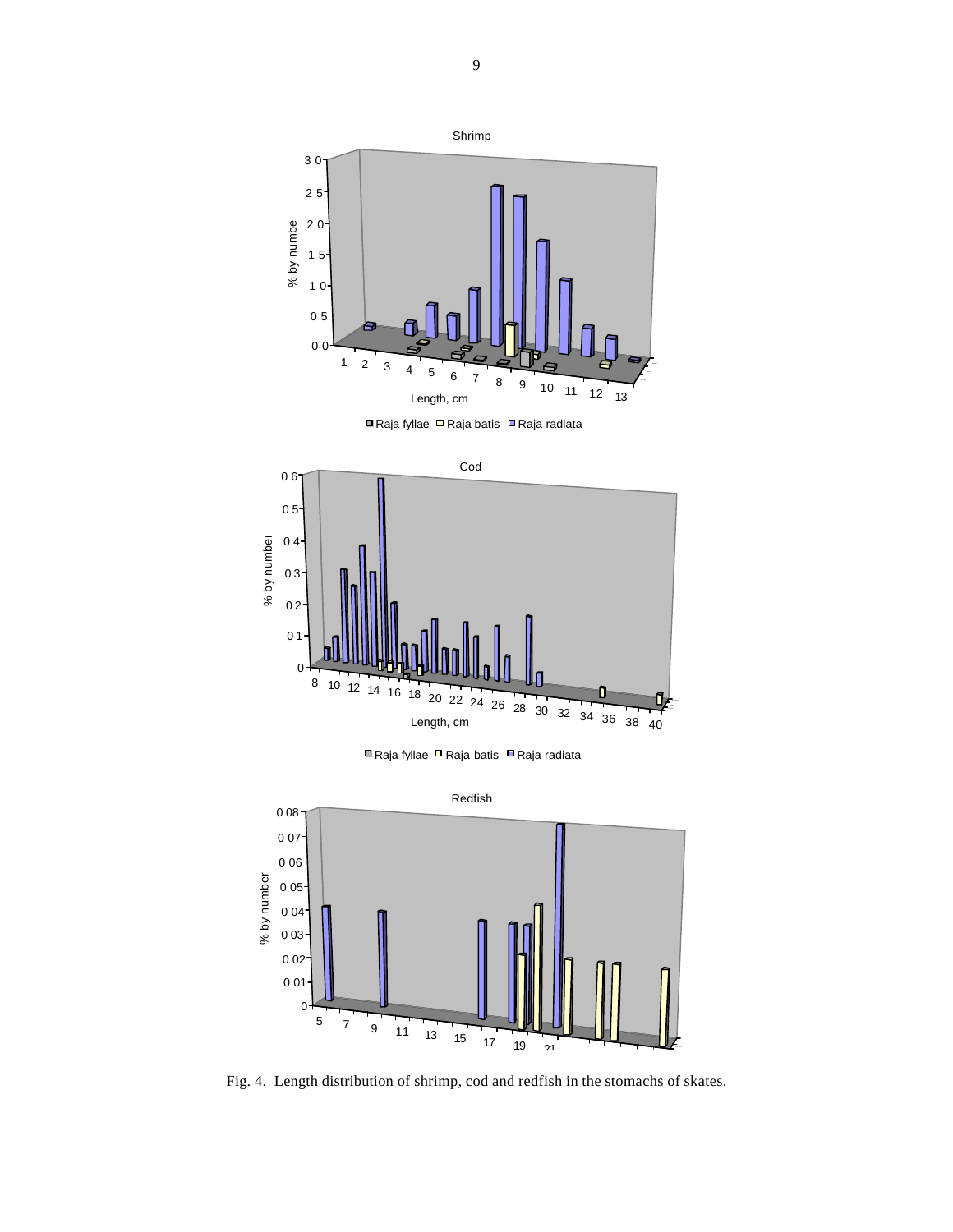Fig. 4. Length distribution of shrimp, cod and redfish in the stomachs of skates.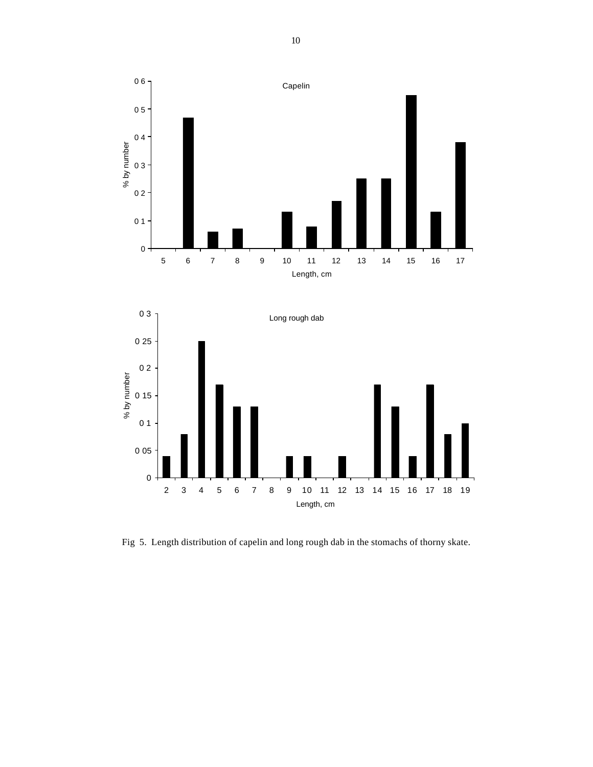Capelin

0 6
0 5
0 4
0 3
0 2
0 1
0

% by number

5 6 7 8 9 10 11 12 13 14 15 16 17

Length, cm

Long rough dab

0 3
0 25
0 2
0 15
0 1
0 05
0

% by number

2 3 4 5 6 7 8 9 10 11 12 13 14 15 16 17 18 19

Length, cm

Fig 5. Length distribution of capelin and long rough dab in the stomachs of thorny skate.